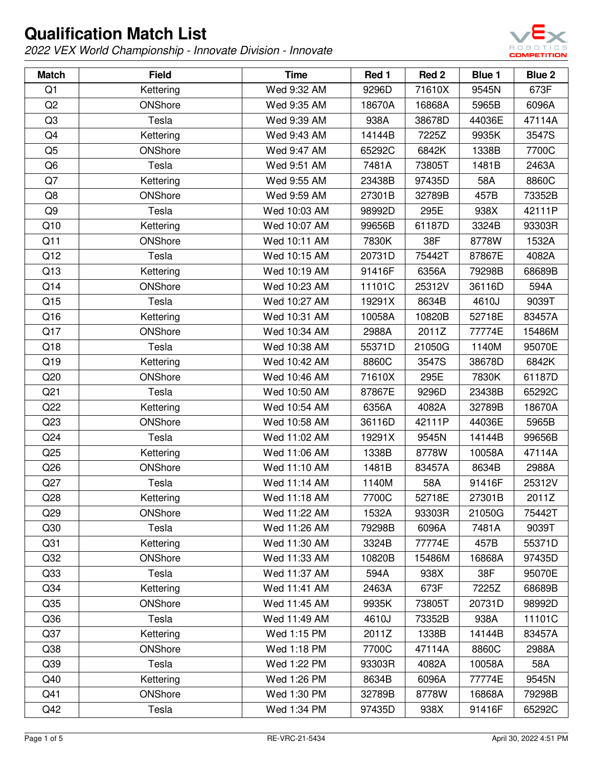# Qualification Match List

*2022 VEX World Championship - Innovate Division - Innovate*

| Match | Field | Time | Red 1 | Red 2 | Blue 1 | Blue 2 |
|---|---|---|---|---|---|---|
| Q1 | Kettering | Wed 9:32 AM | 9296D | 71610X | 9545N | 673F |
| Q2 | ONShore | Wed 9:35 AM | 18670A | 16868A | 5965B | 6096A |
| Q3 | Tesla | Wed 9:39 AM | 938A | 38678D | 44036E | 47114A |
| Q4 | Kettering | Wed 9:43 AM | 14144B | 7225Z | 9935K | 3547S |
| Q5 | ONShore | Wed 9:47 AM | 65292C | 6842K | 1338B | 7700C |
| Q6 | Tesla | Wed 9:51 AM | 7481A | 73805T | 1481B | 2463A |
| Q7 | Kettering | Wed 9:55 AM | 23438B | 97435D | 58A | 8860C |
| Q8 | ONShore | Wed 9:59 AM | 27301B | 32789B | 457B | 73352B |
| Q9 | Tesla | Wed 10:03 AM | 98992D | 295E | 938X | 42111P |
| Q10 | Kettering | Wed 10:07 AM | 99656B | 61187D | 3324B | 93303R |
| Q11 | ONShore | Wed 10:11 AM | 7830K | 38F | 8778W | 1532A |
| Q12 | Tesla | Wed 10:15 AM | 20731D | 75442T | 87867E | 4082A |
| Q13 | Kettering | Wed 10:19 AM | 91416F | 6356A | 79298B | 68689B |
| Q14 | ONShore | Wed 10:23 AM | 11101C | 25312V | 36116D | 594A |
| Q15 | Tesla | Wed 10:27 AM | 19291X | 8634B | 4610J | 9039T |
| Q16 | Kettering | Wed 10:31 AM | 10058A | 10820B | 52718E | 83457A |
| Q17 | ONShore | Wed 10:34 AM | 2988A | 2011Z | 77774E | 15486M |
| Q18 | Tesla | Wed 10:38 AM | 55371D | 21050G | 1140M | 95070E |
| Q19 | Kettering | Wed 10:42 AM | 8860C | 3547S | 38678D | 6842K |
| Q20 | ONShore | Wed 10:46 AM | 71610X | 295E | 7830K | 61187D |
| Q21 | Tesla | Wed 10:50 AM | 87867E | 9296D | 23438B | 65292C |
| Q22 | Kettering | Wed 10:54 AM | 6356A | 4082A | 32789B | 18670A |
| Q23 | ONShore | Wed 10:58 AM | 36116D | 42111P | 44036E | 5965B |
| Q24 | Tesla | Wed 11:02 AM | 19291X | 9545N | 14144B | 99656B |
| Q25 | Kettering | Wed 11:06 AM | 1338B | 8778W | 10058A | 47114A |
| Q26 | ONShore | Wed 11:10 AM | 1481B | 83457A | 8634B | 2988A |
| Q27 | Tesla | Wed 11:14 AM | 1140M | 58A | 91416F | 25312V |
| Q28 | Kettering | Wed 11:18 AM | 7700C | 52718E | 27301B | 2011Z |
| Q29 | ONShore | Wed 11:22 AM | 1532A | 93303R | 21050G | 75442T |
| Q30 | Tesla | Wed 11:26 AM | 79298B | 6096A | 7481A | 9039T |
| Q31 | Kettering | Wed 11:30 AM | 3324B | 77774E | 457B | 55371D |
| Q32 | ONShore | Wed 11:33 AM | 10820B | 15486M | 16868A | 97435D |
| Q33 | Tesla | Wed 11:37 AM | 594A | 938X | 38F | 95070E |
| Q34 | Kettering | Wed 11:41 AM | 2463A | 673F | 7225Z | 68689B |
| Q35 | ONShore | Wed 11:45 AM | 9935K | 73805T | 20731D | 98992D |
| Q36 | Tesla | Wed 11:49 AM | 4610J | 73352B | 938A | 11101C |
| Q37 | Kettering | Wed 1:15 PM | 2011Z | 1338B | 14144B | 83457A |
| Q38 | ONShore | Wed 1:18 PM | 7700C | 47114A | 8860C | 2988A |
| Q39 | Tesla | Wed 1:22 PM | 93303R | 4082A | 10058A | 58A |
| Q40 | Kettering | Wed 1:26 PM | 8634B | 6096A | 77774E | 9545N |
| Q41 | ONShore | Wed 1:30 PM | 32789B | 8778W | 16868A | 79298B |
| Q42 | Tesla | Wed 1:34 PM | 97435D | 938X | 91416F | 65292C |

RE-VRC-21-5434 April 30, 2022 4:51 PM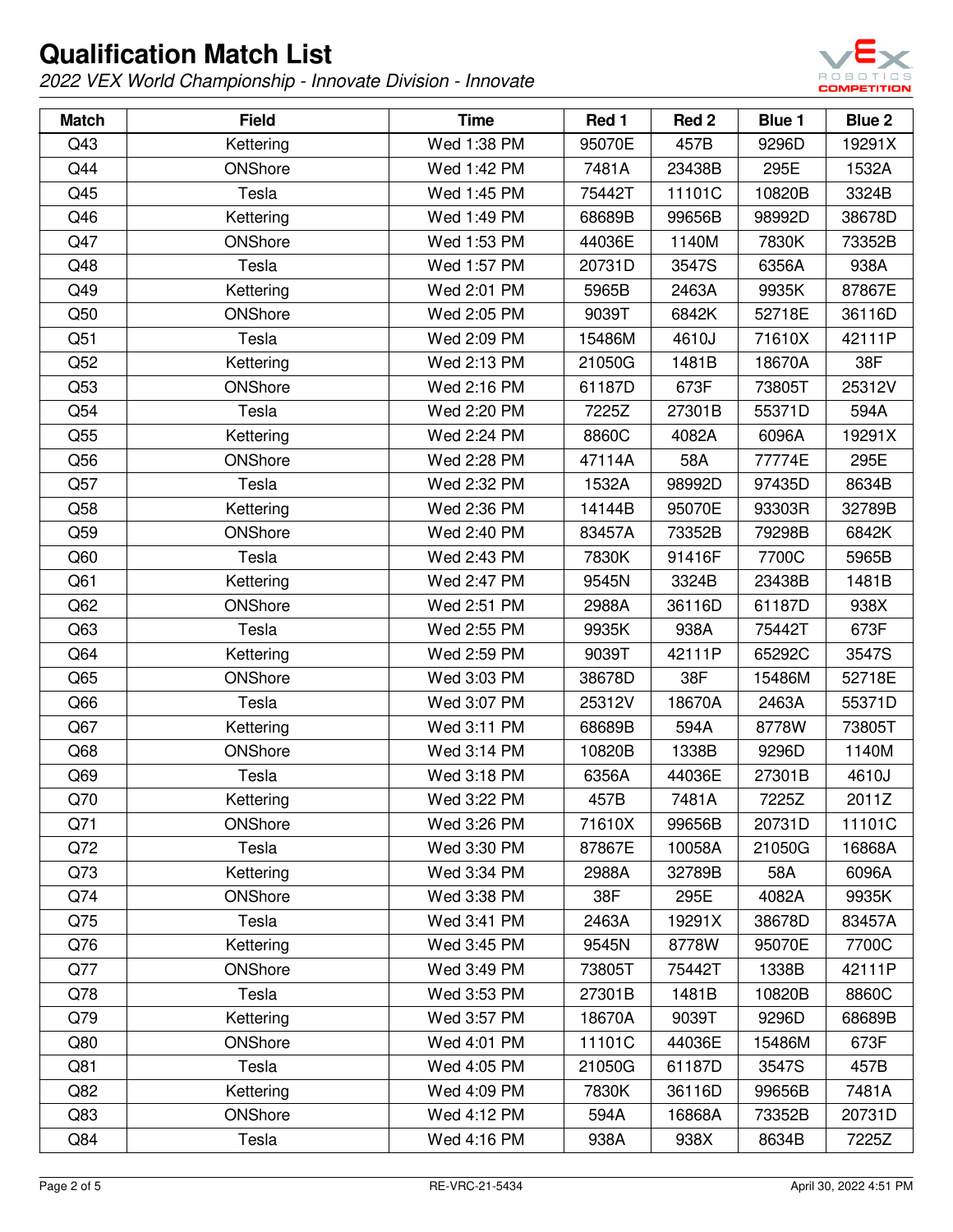# Qualification Match List

*2022 VEX World Championship - Innovate Division - Innovate*

| Match | Field | Time | Red 1 | Red 2 | Blue 1 | Blue 2 |
|---|---|---|---|---|---|---|
| Q43 | Kettering | Wed 1:38 PM | 95070E | 457B | 9296D | 19291X |
| Q44 | ONShore | Wed 1:42 PM | 7481A | 23438B | 295E | 1532A |
| Q45 | Tesla | Wed 1:45 PM | 75442T | 11101C | 10820B | 3324B |
| Q46 | Kettering | Wed 1:49 PM | 68689B | 99656B | 98992D | 38678D |
| Q47 | ONShore | Wed 1:53 PM | 44036E | 1140M | 7830K | 73352B |
| Q48 | Tesla | Wed 1:57 PM | 20731D | 3547S | 6356A | 938A |
| Q49 | Kettering | Wed 2:01 PM | 5965B | 2463A | 9935K | 87867E |
| Q50 | ONShore | Wed 2:05 PM | 9039T | 6842K | 52718E | 36116D |
| Q51 | Tesla | Wed 2:09 PM | 15486M | 4610J | 71610X | 42111P |
| Q52 | Kettering | Wed 2:13 PM | 21050G | 1481B | 18670A | 38F |
| Q53 | ONShore | Wed 2:16 PM | 61187D | 673F | 73805T | 25312V |
| Q54 | Tesla | Wed 2:20 PM | 7225Z | 27301B | 55371D | 594A |
| Q55 | Kettering | Wed 2:24 PM | 8860C | 4082A | 6096A | 19291X |
| Q56 | ONShore | Wed 2:28 PM | 47114A | 58A | 77774E | 295E |
| Q57 | Tesla | Wed 2:32 PM | 1532A | 98992D | 97435D | 8634B |
| Q58 | Kettering | Wed 2:36 PM | 14144B | 95070E | 93303R | 32789B |
| Q59 | ONShore | Wed 2:40 PM | 83457A | 73352B | 79298B | 6842K |
| Q60 | Tesla | Wed 2:43 PM | 7830K | 91416F | 7700C | 5965B |
| Q61 | Kettering | Wed 2:47 PM | 9545N | 3324B | 23438B | 1481B |
| Q62 | ONShore | Wed 2:51 PM | 2988A | 36116D | 61187D | 938X |
| Q63 | Tesla | Wed 2:55 PM | 9935K | 938A | 75442T | 673F |
| Q64 | Kettering | Wed 2:59 PM | 9039T | 42111P | 65292C | 3547S |
| Q65 | ONShore | Wed 3:03 PM | 38678D | 38F | 15486M | 52718E |
| Q66 | Tesla | Wed 3:07 PM | 25312V | 18670A | 2463A | 55371D |
| Q67 | Kettering | Wed 3:11 PM | 68689B | 594A | 8778W | 73805T |
| Q68 | ONShore | Wed 3:14 PM | 10820B | 1338B | 9296D | 1140M |
| Q69 | Tesla | Wed 3:18 PM | 6356A | 44036E | 27301B | 4610J |
| Q70 | Kettering | Wed 3:22 PM | 457B | 7481A | 7225Z | 2011Z |
| Q71 | ONShore | Wed 3:26 PM | 71610X | 99656B | 20731D | 11101C |
| Q72 | Tesla | Wed 3:30 PM | 87867E | 10058A | 21050G | 16868A |
| Q73 | Kettering | Wed 3:34 PM | 2988A | 32789B | 58A | 6096A |
| Q74 | ONShore | Wed 3:38 PM | 38F | 295E | 4082A | 9935K |
| Q75 | Tesla | Wed 3:41 PM | 2463A | 19291X | 38678D | 83457A |
| Q76 | Kettering | Wed 3:45 PM | 9545N | 8778W | 95070E | 7700C |
| Q77 | ONShore | Wed 3:49 PM | 73805T | 75442T | 1338B | 42111P |
| Q78 | Tesla | Wed 3:53 PM | 27301B | 1481B | 10820B | 8860C |
| Q79 | Kettering | Wed 3:57 PM | 18670A | 9039T | 9296D | 68689B |
| Q80 | ONShore | Wed 4:01 PM | 11101C | 44036E | 15486M | 673F |
| Q81 | Tesla | Wed 4:05 PM | 21050G | 61187D | 3547S | 457B |
| Q82 | Kettering | Wed 4:09 PM | 7830K | 36116D | 99656B | 7481A |
| Q83 | ONShore | Wed 4:12 PM | 594A | 16868A | 73352B | 20731D |
| Q84 | Tesla | Wed 4:16 PM | 938A | 938X | 8634B | 7225Z |

RE-VRC-21-5434

April 30, 2022 4:51 PM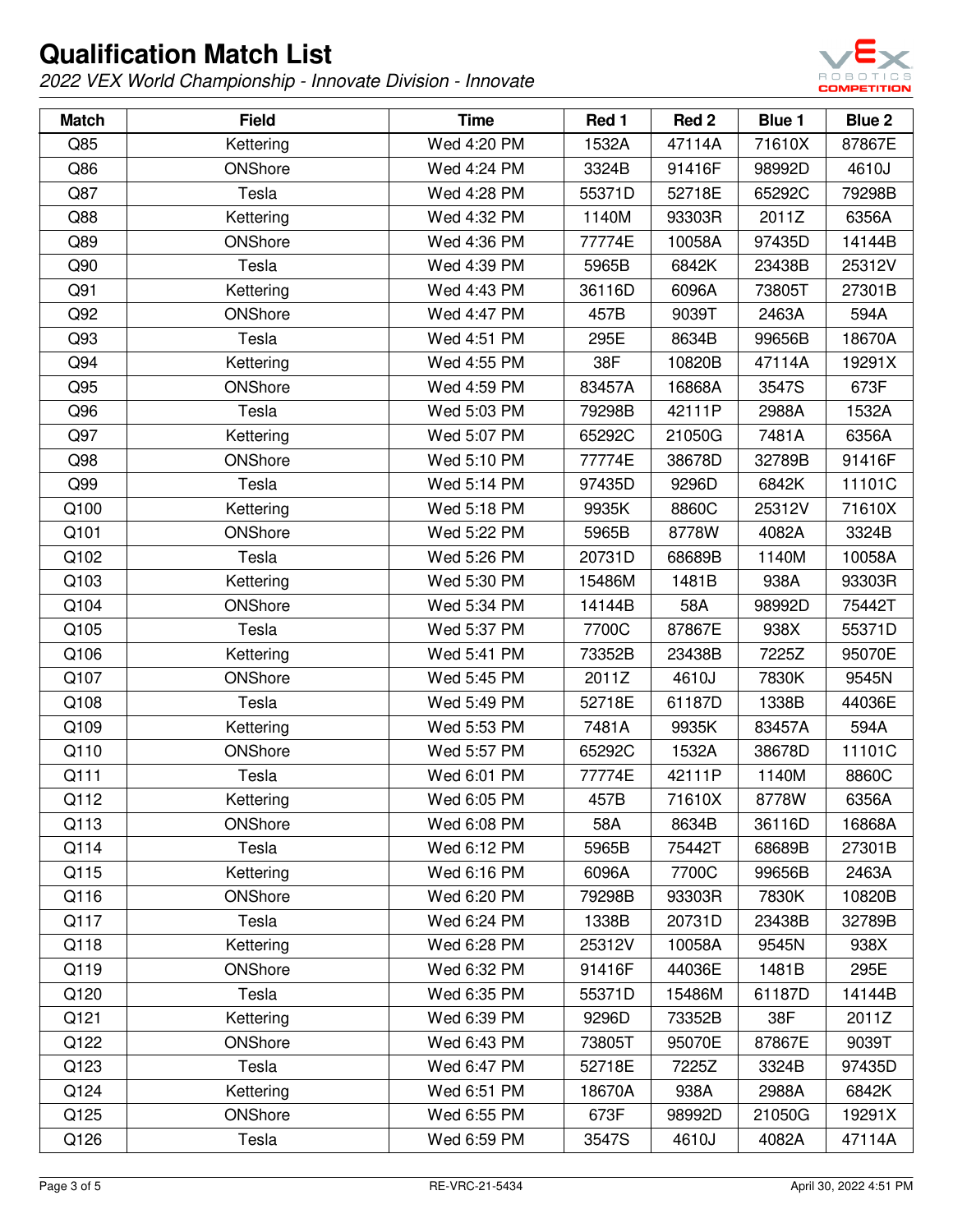# Qualification Match List

*2022 VEX World Championship - Innovate Division - Innovate*

| Match | Field | Time | Red 1 | Red 2 | Blue 1 | Blue 2 |
|---|---|---|---|---|---|---|
| Q85 | Kettering | Wed 4:20 PM | 1532A | 47114A | 71610X | 87867E |
| Q86 | ONShore | Wed 4:24 PM | 3324B | 91416F | 98992D | 4610J |
| Q87 | Tesla | Wed 4:28 PM | 55371D | 52718E | 65292C | 79298B |
| Q88 | Kettering | Wed 4:32 PM | 1140M | 93303R | 2011Z | 6356A |
| Q89 | ONShore | Wed 4:36 PM | 77774E | 10058A | 97435D | 14144B |
| Q90 | Tesla | Wed 4:39 PM | 5965B | 6842K | 23438B | 25312V |
| Q91 | Kettering | Wed 4:43 PM | 36116D | 6096A | 73805T | 27301B |
| Q92 | ONShore | Wed 4:47 PM | 457B | 9039T | 2463A | 594A |
| Q93 | Tesla | Wed 4:51 PM | 295E | 8634B | 99656B | 18670A |
| Q94 | Kettering | Wed 4:55 PM | 38F | 10820B | 47114A | 19291X |
| Q95 | ONShore | Wed 4:59 PM | 83457A | 16868A | 3547S | 673F |
| Q96 | Tesla | Wed 5:03 PM | 79298B | 42111P | 2988A | 1532A |
| Q97 | Kettering | Wed 5:07 PM | 65292C | 21050G | 7481A | 6356A |
| Q98 | ONShore | Wed 5:10 PM | 77774E | 38678D | 32789B | 91416F |
| Q99 | Tesla | Wed 5:14 PM | 97435D | 9296D | 6842K | 11101C |
| Q100 | Kettering | Wed 5:18 PM | 9935K | 8860C | 25312V | 71610X |
| Q101 | ONShore | Wed 5:22 PM | 5965B | 8778W | 4082A | 3324B |
| Q102 | Tesla | Wed 5:26 PM | 20731D | 68689B | 1140M | 10058A |
| Q103 | Kettering | Wed 5:30 PM | 15486M | 1481B | 938A | 93303R |
| Q104 | ONShore | Wed 5:34 PM | 14144B | 58A | 98992D | 75442T |
| Q105 | Tesla | Wed 5:37 PM | 7700C | 87867E | 938X | 55371D |
| Q106 | Kettering | Wed 5:41 PM | 73352B | 23438B | 7225Z | 95070E |
| Q107 | ONShore | Wed 5:45 PM | 2011Z | 4610J | 7830K | 9545N |
| Q108 | Tesla | Wed 5:49 PM | 52718E | 61187D | 1338B | 44036E |
| Q109 | Kettering | Wed 5:53 PM | 7481A | 9935K | 83457A | 594A |
| Q110 | ONShore | Wed 5:57 PM | 65292C | 1532A | 38678D | 11101C |
| Q111 | Tesla | Wed 6:01 PM | 77774E | 42111P | 1140M | 8860C |
| Q112 | Kettering | Wed 6:05 PM | 457B | 71610X | 8778W | 6356A |
| Q113 | ONShore | Wed 6:08 PM | 58A | 8634B | 36116D | 16868A |
| Q114 | Tesla | Wed 6:12 PM | 5965B | 75442T | 68689B | 27301B |
| Q115 | Kettering | Wed 6:16 PM | 6096A | 7700C | 99656B | 2463A |
| Q116 | ONShore | Wed 6:20 PM | 79298B | 93303R | 7830K | 10820B |
| Q117 | Tesla | Wed 6:24 PM | 1338B | 20731D | 23438B | 32789B |
| Q118 | Kettering | Wed 6:28 PM | 25312V | 10058A | 9545N | 938X |
| Q119 | ONShore | Wed 6:32 PM | 91416F | 44036E | 1481B | 295E |
| Q120 | Tesla | Wed 6:35 PM | 55371D | 15486M | 61187D | 14144B |
| Q121 | Kettering | Wed 6:39 PM | 9296D | 73352B | 38F | 2011Z |
| Q122 | ONShore | Wed 6:43 PM | 73805T | 95070E | 87867E | 9039T |
| Q123 | Tesla | Wed 6:47 PM | 52718E | 7225Z | 3324B | 97435D |
| Q124 | Kettering | Wed 6:51 PM | 18670A | 938A | 2988A | 6842K |
| Q125 | ONShore | Wed 6:55 PM | 673F | 98992D | 21050G | 19291X |
| Q126 | Tesla | Wed 6:59 PM | 3547S | 4610J | 4082A | 47114A |

RE-VRC-21-5434

April 30, 2022 4:51 PM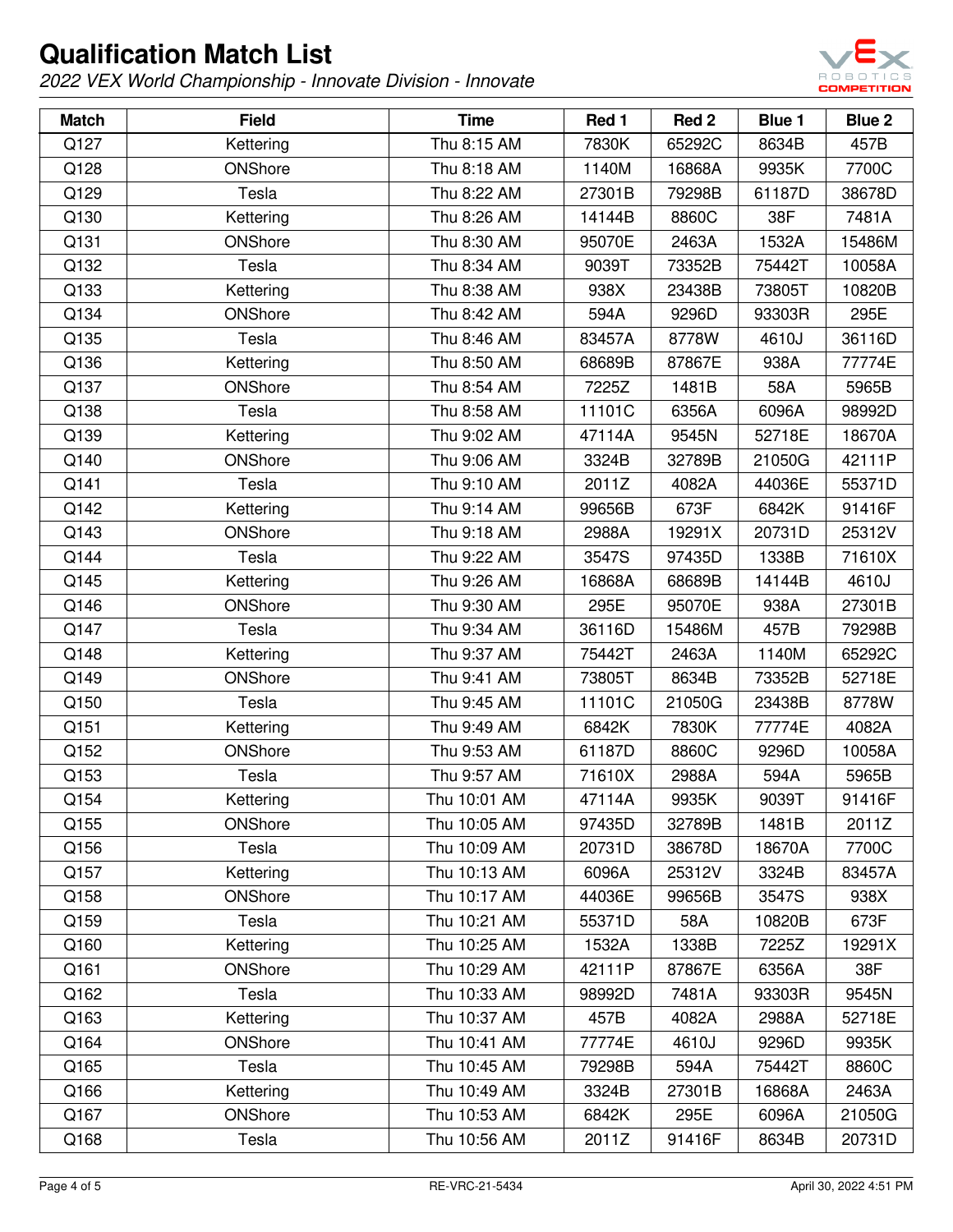# Qualification Match List

*2022 VEX World Championship - Innovate Division - Innovate*

| Match | Field | Time | Red 1 | Red 2 | Blue 1 | Blue 2 |
|---|---|---|---|---|---|---|
| Q127 | Kettering | Thu 8:15 AM | 7830K | 65292C | 8634B | 457B |
| Q128 | ONShore | Thu 8:18 AM | 1140M | 16868A | 9935K | 7700C |
| Q129 | Tesla | Thu 8:22 AM | 27301B | 79298B | 61187D | 38678D |
| Q130 | Kettering | Thu 8:26 AM | 14144B | 8860C | 38F | 7481A |
| Q131 | ONShore | Thu 8:30 AM | 95070E | 2463A | 1532A | 15486M |
| Q132 | Tesla | Thu 8:34 AM | 9039T | 73352B | 75442T | 10058A |
| Q133 | Kettering | Thu 8:38 AM | 938X | 23438B | 73805T | 10820B |
| Q134 | ONShore | Thu 8:42 AM | 594A | 9296D | 93303R | 295E |
| Q135 | Tesla | Thu 8:46 AM | 83457A | 8778W | 4610J | 36116D |
| Q136 | Kettering | Thu 8:50 AM | 68689B | 87867E | 938A | 77774E |
| Q137 | ONShore | Thu 8:54 AM | 7225Z | 1481B | 58A | 5965B |
| Q138 | Tesla | Thu 8:58 AM | 11101C | 6356A | 6096A | 98992D |
| Q139 | Kettering | Thu 9:02 AM | 47114A | 9545N | 52718E | 18670A |
| Q140 | ONShore | Thu 9:06 AM | 3324B | 32789B | 21050G | 42111P |
| Q141 | Tesla | Thu 9:10 AM | 2011Z | 4082A | 44036E | 55371D |
| Q142 | Kettering | Thu 9:14 AM | 99656B | 673F | 6842K | 91416F |
| Q143 | ONShore | Thu 9:18 AM | 2988A | 19291X | 20731D | 25312V |
| Q144 | Tesla | Thu 9:22 AM | 3547S | 97435D | 1338B | 71610X |
| Q145 | Kettering | Thu 9:26 AM | 16868A | 68689B | 14144B | 4610J |
| Q146 | ONShore | Thu 9:30 AM | 295E | 95070E | 938A | 27301B |
| Q147 | Tesla | Thu 9:34 AM | 36116D | 15486M | 457B | 79298B |
| Q148 | Kettering | Thu 9:37 AM | 75442T | 2463A | 1140M | 65292C |
| Q149 | ONShore | Thu 9:41 AM | 73805T | 8634B | 73352B | 52718E |
| Q150 | Tesla | Thu 9:45 AM | 11101C | 21050G | 23438B | 8778W |
| Q151 | Kettering | Thu 9:49 AM | 6842K | 7830K | 77774E | 4082A |
| Q152 | ONShore | Thu 9:53 AM | 61187D | 8860C | 9296D | 10058A |
| Q153 | Tesla | Thu 9:57 AM | 71610X | 2988A | 594A | 5965B |
| Q154 | Kettering | Thu 10:01 AM | 47114A | 9935K | 9039T | 91416F |
| Q155 | ONShore | Thu 10:05 AM | 97435D | 32789B | 1481B | 2011Z |
| Q156 | Tesla | Thu 10:09 AM | 20731D | 38678D | 18670A | 7700C |
| Q157 | Kettering | Thu 10:13 AM | 6096A | 25312V | 3324B | 83457A |
| Q158 | ONShore | Thu 10:17 AM | 44036E | 99656B | 3547S | 938X |
| Q159 | Tesla | Thu 10:21 AM | 55371D | 58A | 10820B | 673F |
| Q160 | Kettering | Thu 10:25 AM | 1532A | 1338B | 7225Z | 19291X |
| Q161 | ONShore | Thu 10:29 AM | 42111P | 87867E | 6356A | 38F |
| Q162 | Tesla | Thu 10:33 AM | 98992D | 7481A | 93303R | 9545N |
| Q163 | Kettering | Thu 10:37 AM | 457B | 4082A | 2988A | 52718E |
| Q164 | ONShore | Thu 10:41 AM | 77774E | 4610J | 9296D | 9935K |
| Q165 | Tesla | Thu 10:45 AM | 79298B | 594A | 75442T | 8860C |
| Q166 | Kettering | Thu 10:49 AM | 3324B | 27301B | 16868A | 2463A |
| Q167 | ONShore | Thu 10:53 AM | 6842K | 295E | 6096A | 21050G |
| Q168 | Tesla | Thu 10:56 AM | 2011Z | 91416F | 8634B | 20731D |

RE-VRC-21-5434

April 30, 2022 4:51 PM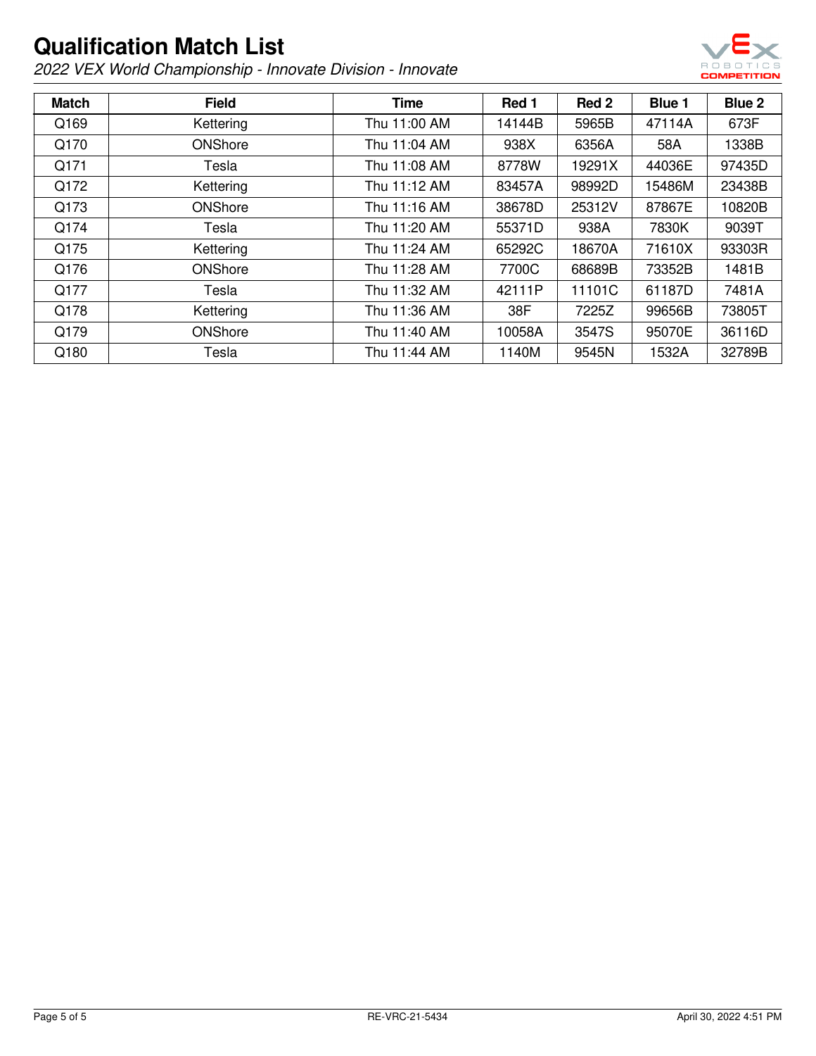# Qualification Match List

*2022 VEX World Championship - Innovate Division - Innovate*

| Match | Field | Time | Red 1 | Red 2 | Blue 1 | Blue 2 |
|---|---|---|---|---|---|---|
| Q169 | Kettering | Thu 11:00 AM | 14144B | 5965B | 47114A | 673F |
| Q170 | ONShore | Thu 11:04 AM | 938X | 6356A | 58A | 1338B |
| Q171 | Tesla | Thu 11:08 AM | 8778W | 19291X | 44036E | 97435D |
| Q172 | Kettering | Thu 11:12 AM | 83457A | 98992D | 15486M | 23438B |
| Q173 | ONShore | Thu 11:16 AM | 38678D | 25312V | 87867E | 10820B |
| Q174 | Tesla | Thu 11:20 AM | 55371D | 938A | 7830K | 9039T |
| Q175 | Kettering | Thu 11:24 AM | 65292C | 18670A | 71610X | 93303R |
| Q176 | ONShore | Thu 11:28 AM | 7700C | 68689B | 73352B | 1481B |
| Q177 | Tesla | Thu 11:32 AM | 42111P | 11101C | 61187D | 7481A |
| Q178 | Kettering | Thu 11:36 AM | 38F | 7225Z | 99656B | 73805T |
| Q179 | ONShore | Thu 11:40 AM | 10058A | 3547S | 95070E | 36116D |
| Q180 | Tesla | Thu 11:44 AM | 1140M | 9545N | 1532A | 32789B |

RE-VRC-21-5434

April 30, 2022 4:51 PM